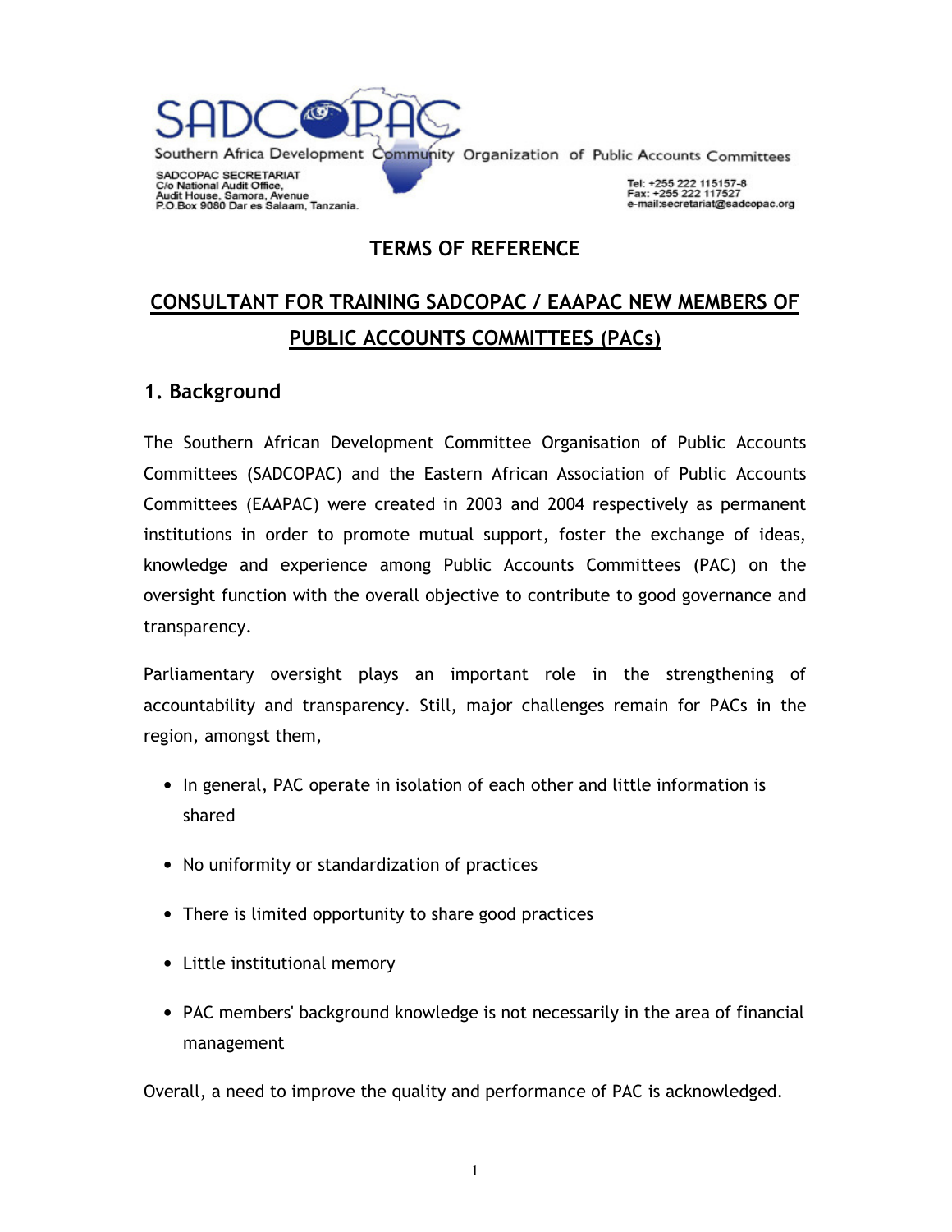SADCOPAC

Southern Africa Development Community Organization of Public Accounts Committees

SADCOPAC SECRETARIAT
C/o National Audit Office,
Audit House, Samora, Avenue
P.O.Box 9080 Dar es Salaam, Tanzania.

Tel: +255 222 115157-8
Fax: +255 222 117527
e-mail:secretariat@sadcopac.org

# TERMS OF REFERENCE

# CONSULTANT FOR TRAINING SADCOPAC / EAAPAC NEW MEMBERS OF PUBLIC ACCOUNTS COMMITTEES (PACs)

## 1. Background

The Southern African Development Committee Organisation of Public Accounts Committees (SADCOPAC) and the Eastern African Association of Public Accounts Committees (EAAPAC) were created in 2003 and 2004 respectively as permanent institutions in order to promote mutual support, foster the exchange of ideas, knowledge and experience among Public Accounts Committees (PAC) on the oversight function with the overall objective to contribute to good governance and transparency.

Parliamentary oversight plays an important role in the strengthening of accountability and transparency. Still, major challenges remain for PACs in the region, amongst them,

- In general, PAC operate in isolation of each other and little information is shared
- No uniformity or standardization of practices
- There is limited opportunity to share good practices
- Little institutional memory
- PAC members' background knowledge is not necessarily in the area of financial management

Overall, a need to improve the quality and performance of PAC is acknowledged.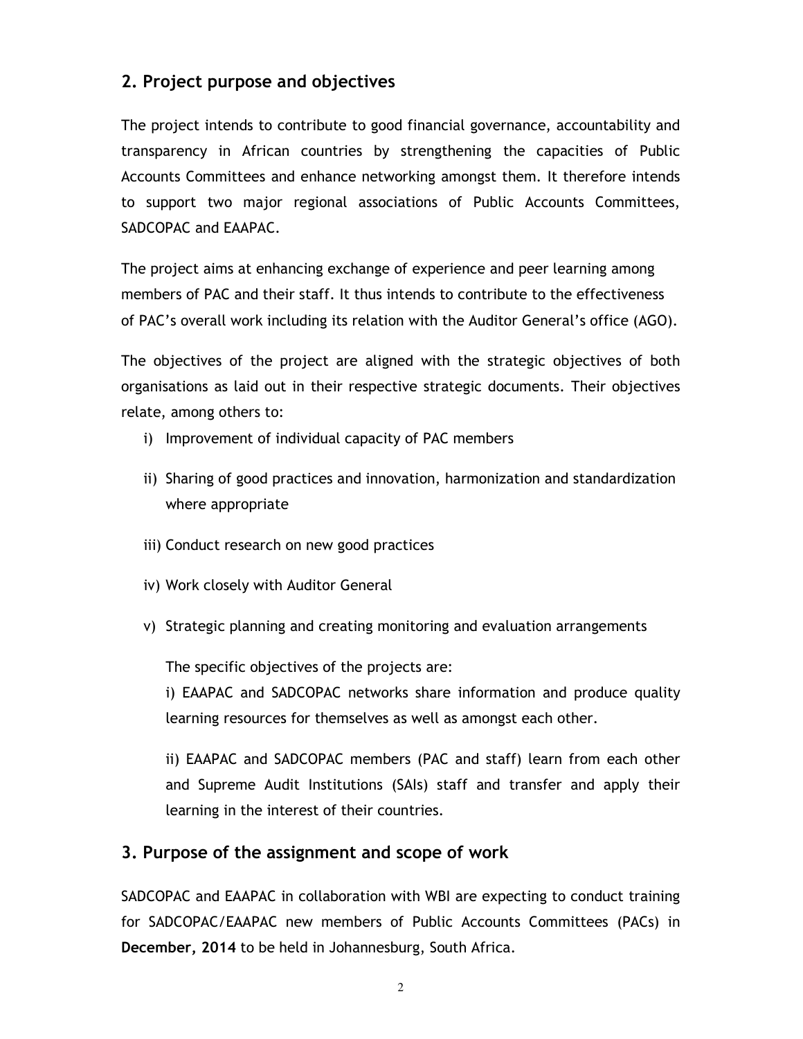## 2. Project purpose and objectives

The project intends to contribute to good financial governance, accountability and transparency in African countries by strengthening the capacities of Public Accounts Committees and enhance networking amongst them. It therefore intends to support two major regional associations of Public Accounts Committees, SADCOPAC and EAAPAC.

The project aims at enhancing exchange of experience and peer learning among members of PAC and their staff. It thus intends to contribute to the effectiveness of PAC's overall work including its relation with the Auditor General's office (AGO).

The objectives of the project are aligned with the strategic objectives of both organisations as laid out in their respective strategic documents. Their objectives relate, among others to:

i) Improvement of individual capacity of PAC members

ii) Sharing of good practices and innovation, harmonization and standardization where appropriate

iii) Conduct research on new good practices

iv) Work closely with Auditor General

v) Strategic planning and creating monitoring and evaluation arrangements

The specific objectives of the projects are:

i) EAAPAC and SADCOPAC networks share information and produce quality learning resources for themselves as well as amongst each other.

ii) EAAPAC and SADCOPAC members (PAC and staff) learn from each other and Supreme Audit Institutions (SAIs) staff and transfer and apply their learning in the interest of their countries.

## 3. Purpose of the assignment and scope of work

SADCOPAC and EAAPAC in collaboration with WBI are expecting to conduct training for SADCOPAC/EAAPAC new members of Public Accounts Committees (PACs) in **December, 2014** to be held in Johannesburg, South Africa.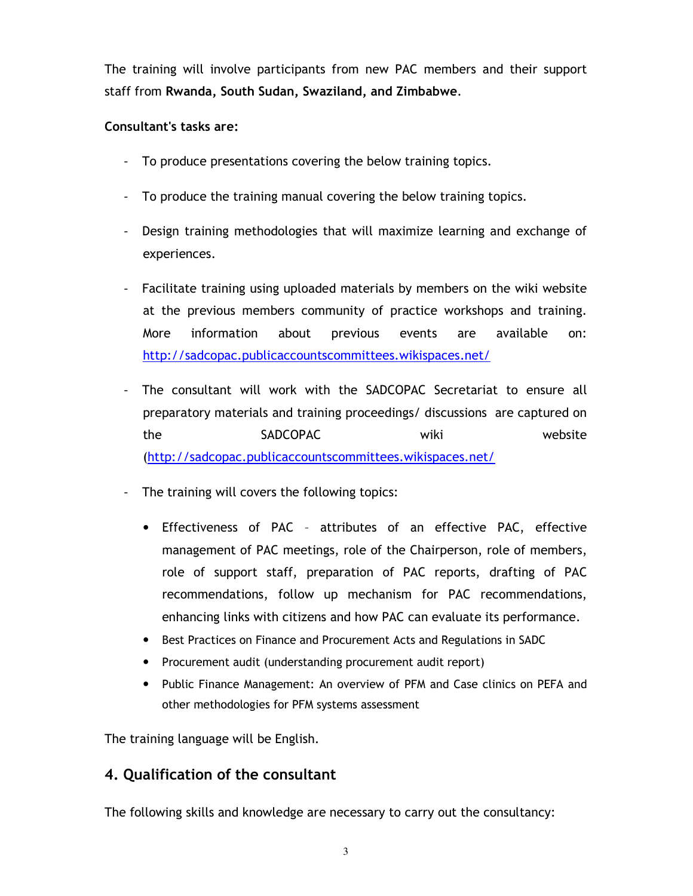The training will involve participants from new PAC members and their support staff from **Rwanda, South Sudan, Swaziland, and Zimbabwe**.

**Consultant's tasks are:**

- To produce presentations covering the below training topics.
- To produce the training manual covering the below training topics.
- Design training methodologies that will maximize learning and exchange of experiences.
- Facilitate training using uploaded materials by members on the wiki website at the previous members community of practice workshops and training. More information about previous events are available on: http://sadcopac.publicaccountscommittees.wikispaces.net/
- The consultant will work with the SADCOPAC Secretariat to ensure all preparatory materials and training proceedings/ discussions are captured on the SADCOPAC wiki website (http://sadcopac.publicaccountscommittees.wikispaces.net/
- The training will covers the following topics:
  - Effectiveness of PAC – attributes of an effective PAC, effective management of PAC meetings, role of the Chairperson, role of members, role of support staff, preparation of PAC reports, drafting of PAC recommendations, follow up mechanism for PAC recommendations, enhancing links with citizens and how PAC can evaluate its performance.
  - Best Practices on Finance and Procurement Acts and Regulations in SADC
  - Procurement audit (understanding procurement audit report)
  - Public Finance Management: An overview of PFM and Case clinics on PEFA and other methodologies for PFM systems assessment

The training language will be English.

## 4. Qualification of the consultant

The following skills and knowledge are necessary to carry out the consultancy: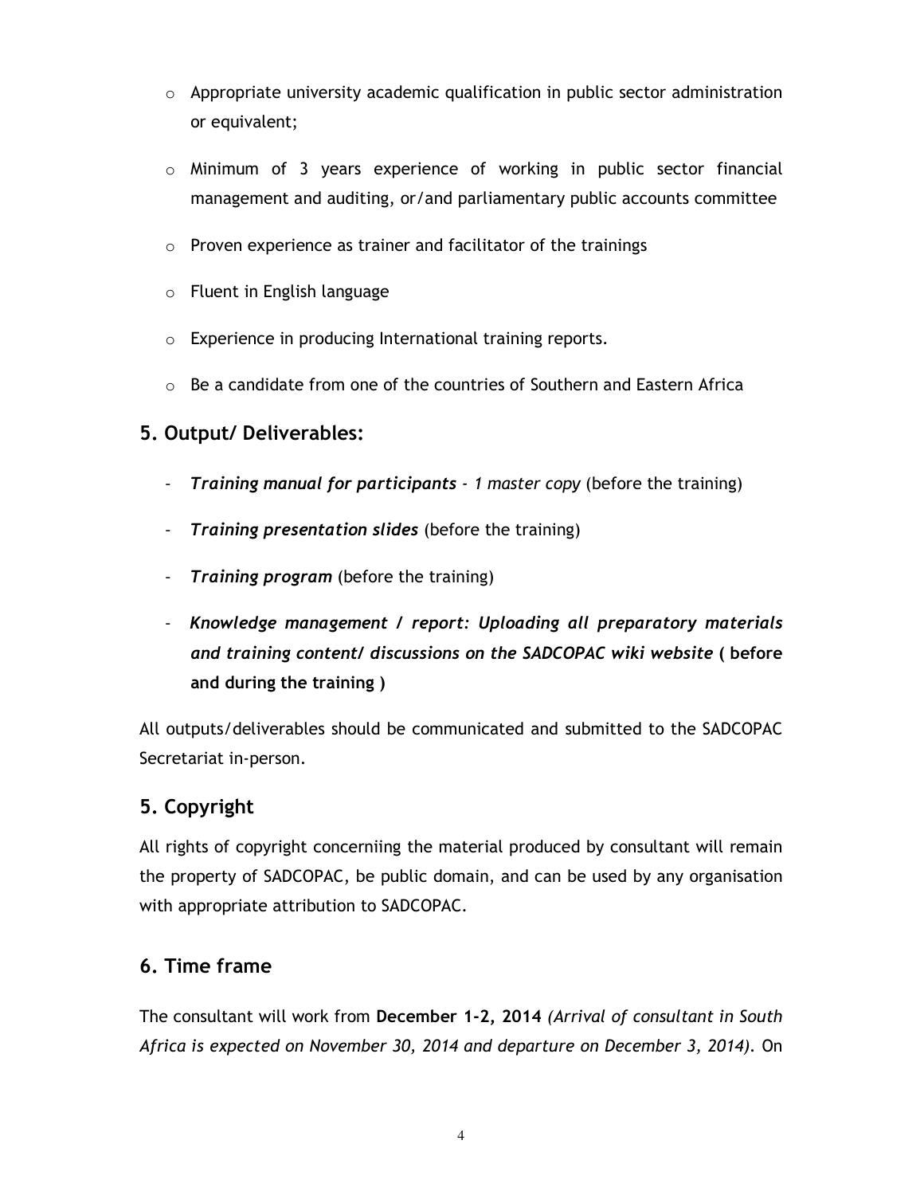- Appropriate university academic qualification in public sector administration or equivalent;
- Minimum of 3 years experience of working in public sector financial management and auditing, or/and parliamentary public accounts committee
- Proven experience as trainer and facilitator of the trainings
- Fluent in English language
- Experience in producing International training reports.
- Be a candidate from one of the countries of Southern and Eastern Africa

## 5. Output/ Deliverables:

- ***Training manual for participants*** *- 1 master copy* (before the training)
- ***Training presentation slides*** (before the training)
- ***Training program*** (before the training)
- ***Knowledge management / report: Uploading all preparatory materials and training content/ discussions on the SADCOPAC wiki website*** **( before and during the training )**

All outputs/deliverables should be communicated and submitted to the SADCOPAC Secretariat in-person.

## 5. Copyright

All rights of copyright concerniing the material produced by consultant will remain the property of SADCOPAC, be public domain, and can be used by any organisation with appropriate attribution to SADCOPAC.

## 6. Time frame

The consultant will work from **December 1-2, 2014** *(Arrival of consultant in South Africa is expected on November 30, 2014 and departure on December 3, 2014).* On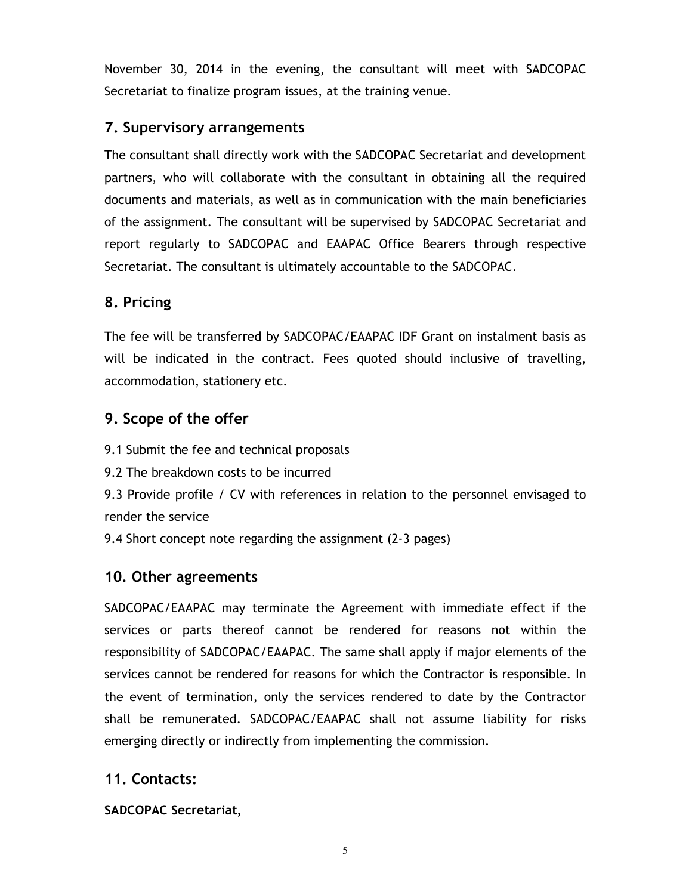November 30, 2014 in the evening, the consultant will meet with SADCOPAC Secretariat to finalize program issues, at the training venue.

## 7. Supervisory arrangements

The consultant shall directly work with the SADCOPAC Secretariat and development partners, who will collaborate with the consultant in obtaining all the required documents and materials, as well as in communication with the main beneficiaries of the assignment. The consultant will be supervised by SADCOPAC Secretariat and report regularly to SADCOPAC and EAAPAC Office Bearers through respective Secretariat. The consultant is ultimately accountable to the SADCOPAC.

## 8. Pricing

The fee will be transferred by SADCOPAC/EAAPAC IDF Grant on instalment basis as will be indicated in the contract. Fees quoted should inclusive of travelling, accommodation, stationery etc.

## 9. Scope of the offer

9.1 Submit the fee and technical proposals

9.2 The breakdown costs to be incurred

9.3 Provide profile / CV with references in relation to the personnel envisaged to render the service

9.4 Short concept note regarding the assignment (2-3 pages)

## 10. Other agreements

SADCOPAC/EAAPAC may terminate the Agreement with immediate effect if the services or parts thereof cannot be rendered for reasons not within the responsibility of SADCOPAC/EAAPAC. The same shall apply if major elements of the services cannot be rendered for reasons for which the Contractor is responsible. In the event of termination, only the services rendered to date by the Contractor shall be remunerated. SADCOPAC/EAAPAC shall not assume liability for risks emerging directly or indirectly from implementing the commission.

## 11. Contacts:

**SADCOPAC Secretariat,**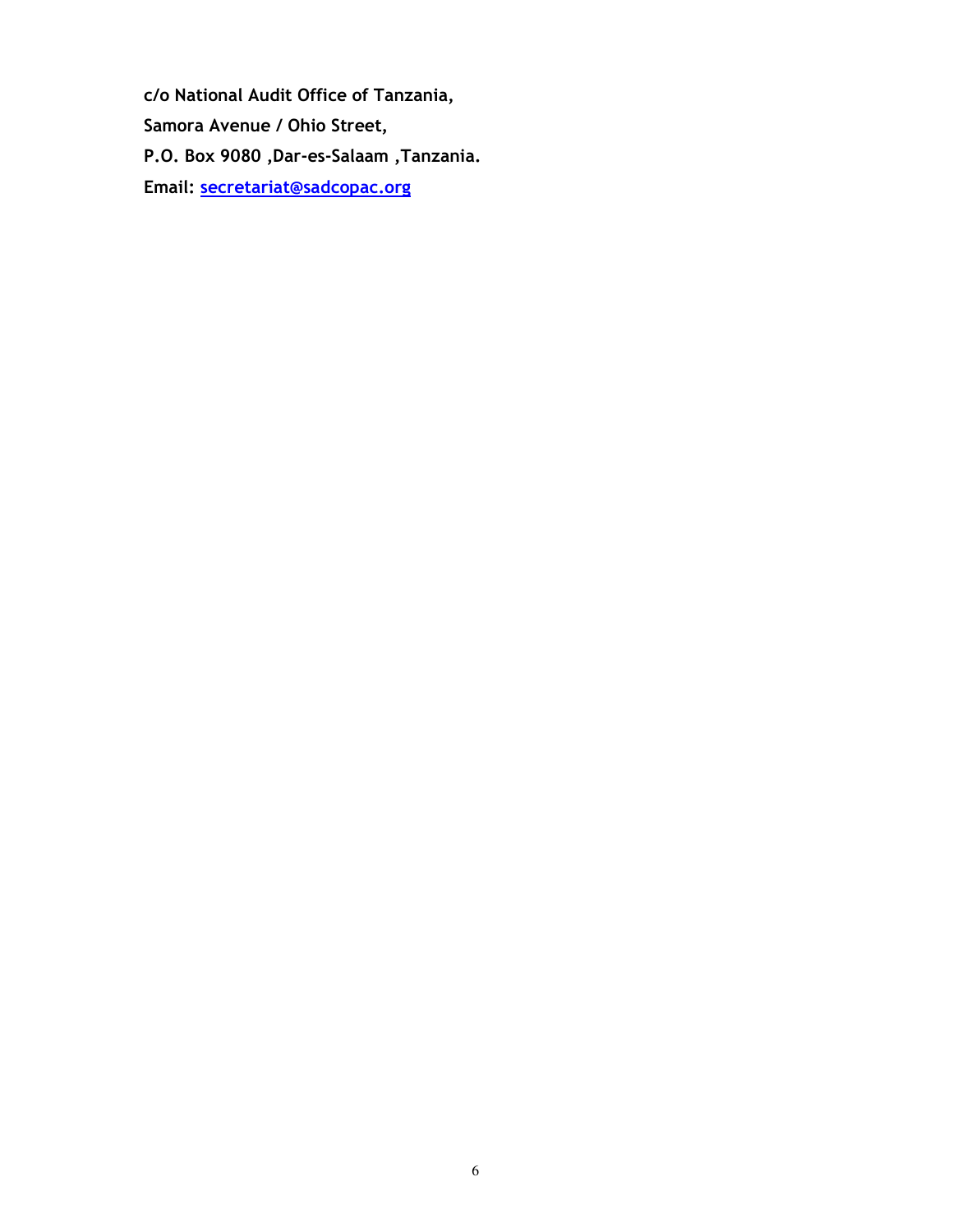**c/o National Audit Office of Tanzania,**

**Samora Avenue / Ohio Street,**

**P.O. Box 9080 ,Dar-es-Salaam ,Tanzania.**

**Email: secretariat@sadcopac.org**